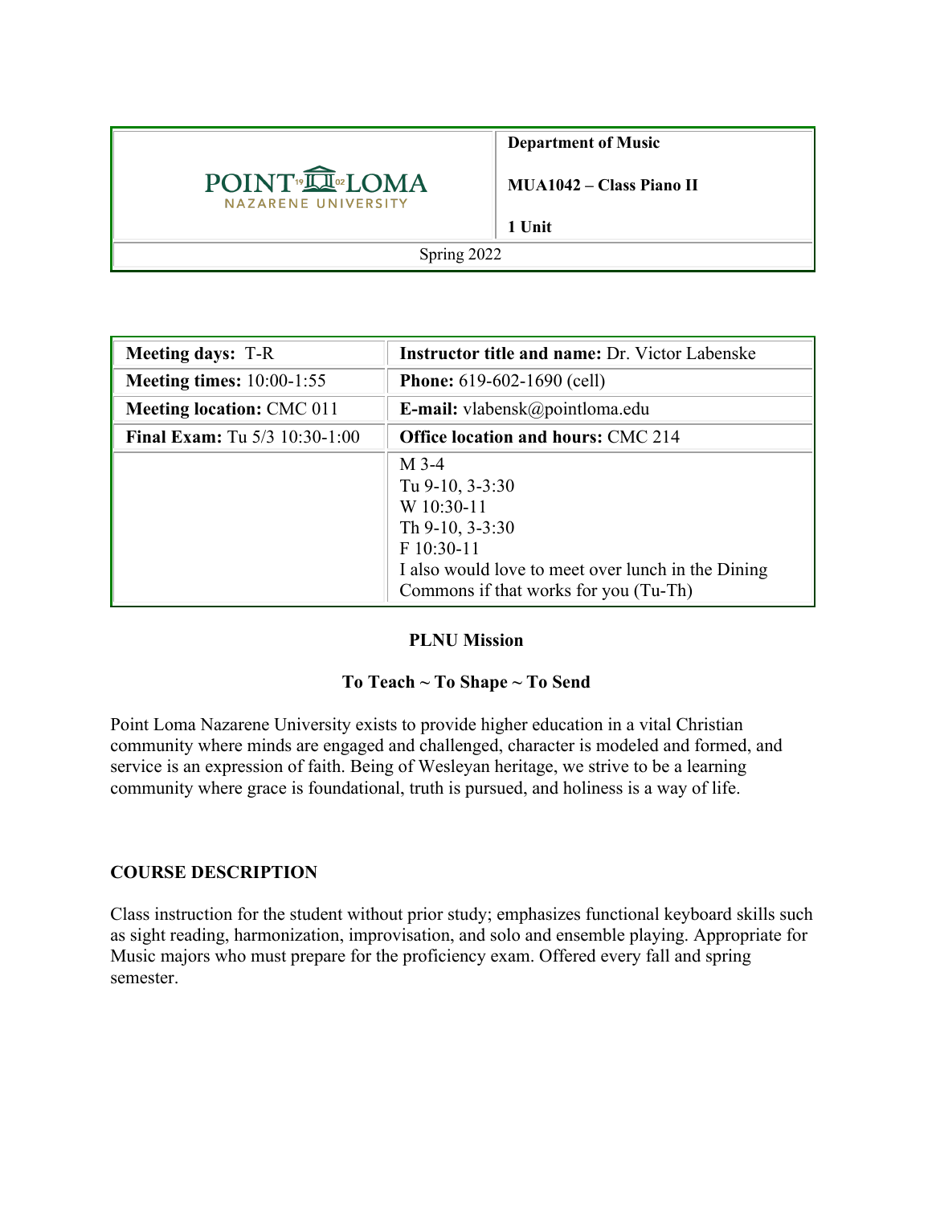| POINT LOMA NAZARENE UNIVERSITY | **Department of Music**<br><br>**MUA1042 – Class Piano II**<br><br>**1 Unit** |
|---|---|
| Spring 2022 | |

| **Meeting days:** T-R | **Instructor title and name:** Dr. Victor Labenske |
|---|---|
| **Meeting times:** 10:00-1:55 | **Phone:** 619-602-1690 (cell) |
| **Meeting location:** CMC 011 | **E-mail:** vlabensk@pointloma.edu |
| **Final Exam:** Tu 5/3 10:30-1:00 | **Office location and hours:** CMC 214 |
| | M 3-4<br>Tu 9-10, 3-3:30<br>W 10:30-11<br>Th 9-10, 3-3:30<br>F 10:30-11<br>I also would love to meet over lunch in the Dining Commons if that works for you (Tu-Th) |

**PLNU Mission**

**To Teach ~ To Shape ~ To Send**

Point Loma Nazarene University exists to provide higher education in a vital Christian community where minds are engaged and challenged, character is modeled and formed, and service is an expression of faith. Being of Wesleyan heritage, we strive to be a learning community where grace is foundational, truth is pursued, and holiness is a way of life.

## COURSE DESCRIPTION

Class instruction for the student without prior study; emphasizes functional keyboard skills such as sight reading, harmonization, improvisation, and solo and ensemble playing. Appropriate for Music majors who must prepare for the proficiency exam. Offered every fall and spring semester.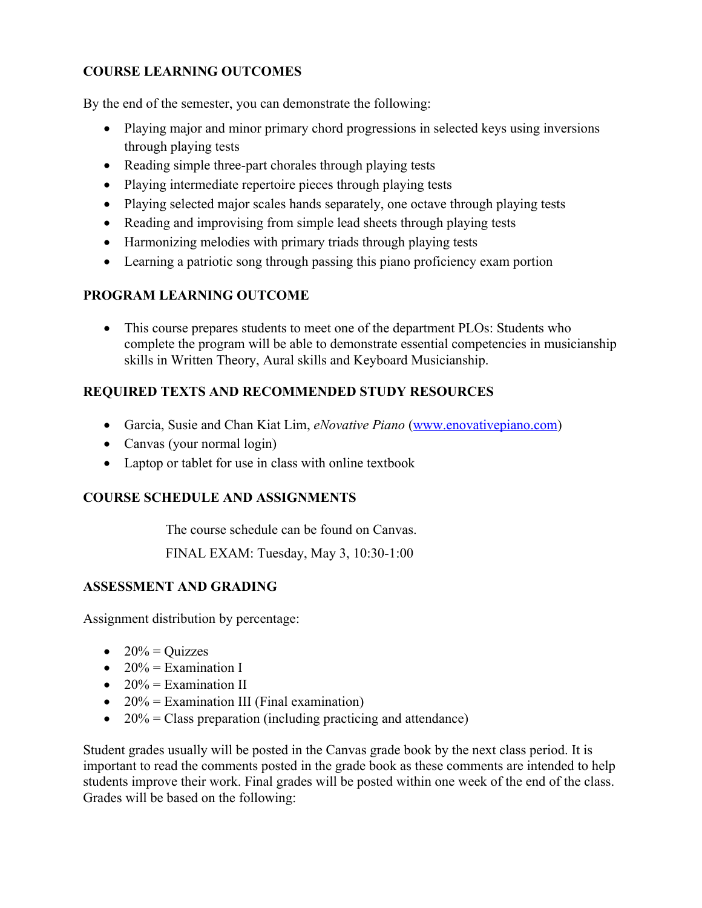## COURSE LEARNING OUTCOMES

By the end of the semester, you can demonstrate the following:

- Playing major and minor primary chord progressions in selected keys using inversions through playing tests
- Reading simple three-part chorales through playing tests
- Playing intermediate repertoire pieces through playing tests
- Playing selected major scales hands separately, one octave through playing tests
- Reading and improvising from simple lead sheets through playing tests
- Harmonizing melodies with primary triads through playing tests
- Learning a patriotic song through passing this piano proficiency exam portion

## PROGRAM LEARNING OUTCOME

- This course prepares students to meet one of the department PLOs: Students who complete the program will be able to demonstrate essential competencies in musicianship skills in Written Theory, Aural skills and Keyboard Musicianship.

## REQUIRED TEXTS AND RECOMMENDED STUDY RESOURCES

- Garcia, Susie and Chan Kiat Lim, *eNovative Piano* (www.enovativepiano.com)
- Canvas (your normal login)
- Laptop or tablet for use in class with online textbook

## COURSE SCHEDULE AND ASSIGNMENTS

The course schedule can be found on Canvas.

FINAL EXAM: Tuesday, May 3, 10:30-1:00

## ASSESSMENT AND GRADING

Assignment distribution by percentage:

- 20% = Quizzes
- 20% = Examination I
- 20% = Examination II
- 20% = Examination III (Final examination)
- 20% = Class preparation (including practicing and attendance)

Student grades usually will be posted in the Canvas grade book by the next class period. It is important to read the comments posted in the grade book as these comments are intended to help students improve their work. Final grades will be posted within one week of the end of the class. Grades will be based on the following: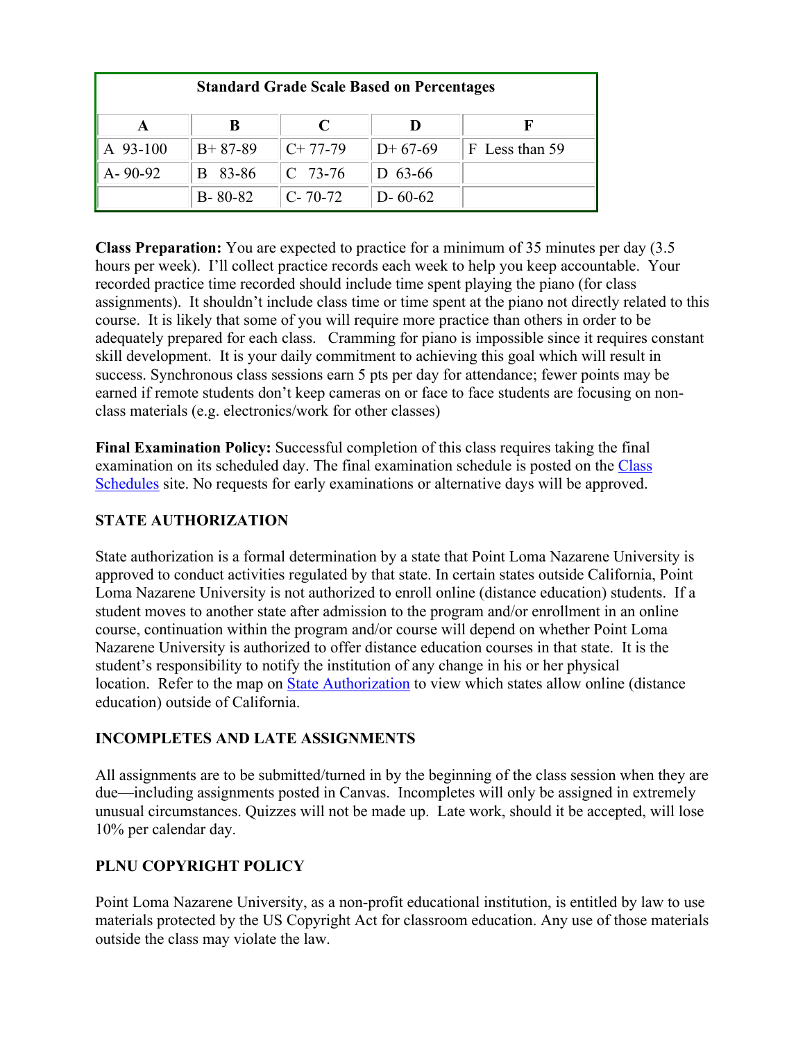| Standard Grade Scale Based on Percentages | | | | |
|---|---|---|---|---|
| **A** | **B** | **C** | **D** | **F** |
| A 93-100 | B+ 87-89 | C+ 77-79 | D+ 67-69 | F Less than 59 |
| A- 90-92 | B 83-86 | C 73-76 | D 63-66 | |
| | B- 80-82 | C- 70-72 | D- 60-62 | |

**Class Preparation:** You are expected to practice for a minimum of 35 minutes per day (3.5 hours per week). I'll collect practice records each week to help you keep accountable. Your recorded practice time recorded should include time spent playing the piano (for class assignments). It shouldn't include class time or time spent at the piano not directly related to this course. It is likely that some of you will require more practice than others in order to be adequately prepared for each class. Cramming for piano is impossible since it requires constant skill development. It is your daily commitment to achieving this goal which will result in success. Synchronous class sessions earn 5 pts per day for attendance; fewer points may be earned if remote students don't keep cameras on or face to face students are focusing on non-class materials (e.g. electronics/work for other classes)

**Final Examination Policy:** Successful completion of this class requires taking the final examination on its scheduled day. The final examination schedule is posted on the Class Schedules site. No requests for early examinations or alternative days will be approved.

## STATE AUTHORIZATION

State authorization is a formal determination by a state that Point Loma Nazarene University is approved to conduct activities regulated by that state. In certain states outside California, Point Loma Nazarene University is not authorized to enroll online (distance education) students. If a student moves to another state after admission to the program and/or enrollment in an online course, continuation within the program and/or course will depend on whether Point Loma Nazarene University is authorized to offer distance education courses in that state. It is the student's responsibility to notify the institution of any change in his or her physical location. Refer to the map on State Authorization to view which states allow online (distance education) outside of California.

## INCOMPLETES AND LATE ASSIGNMENTS

All assignments are to be submitted/turned in by the beginning of the class session when they are due—including assignments posted in Canvas. Incompletes will only be assigned in extremely unusual circumstances. Quizzes will not be made up. Late work, should it be accepted, will lose 10% per calendar day.

## PLNU COPYRIGHT POLICY

Point Loma Nazarene University, as a non-profit educational institution, is entitled by law to use materials protected by the US Copyright Act for classroom education. Any use of those materials outside the class may violate the law.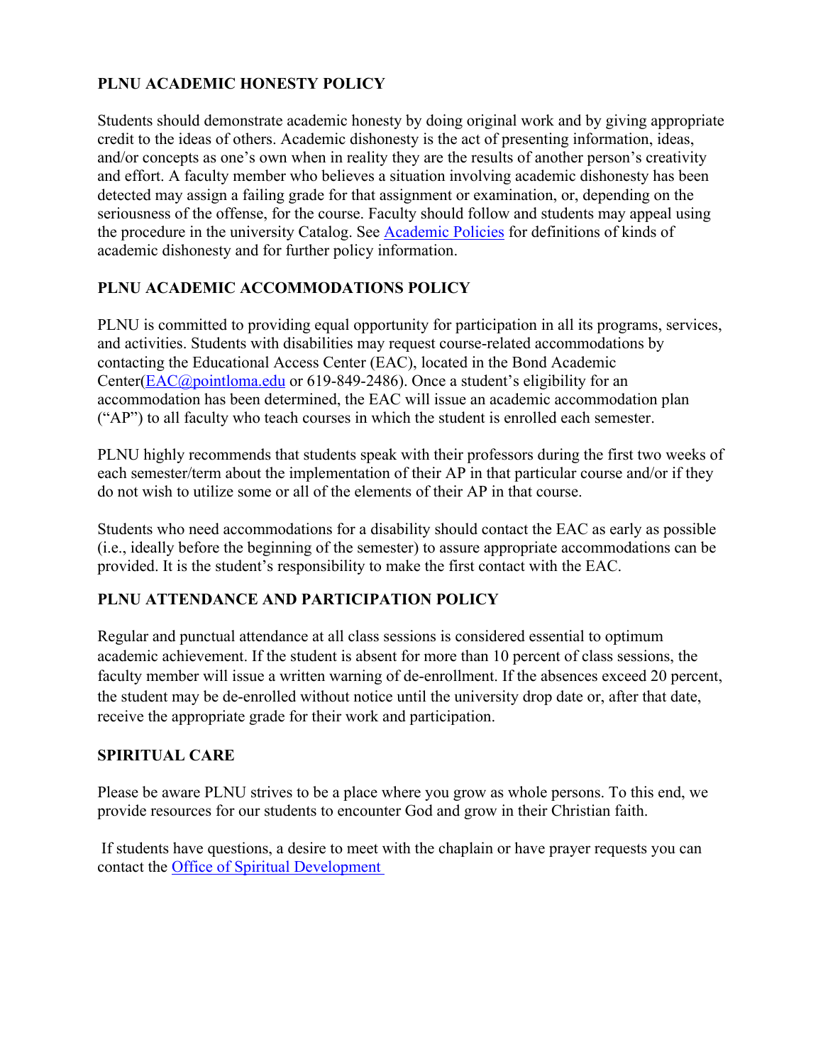## PLNU ACADEMIC HONESTY POLICY

Students should demonstrate academic honesty by doing original work and by giving appropriate credit to the ideas of others. Academic dishonesty is the act of presenting information, ideas, and/or concepts as one's own when in reality they are the results of another person's creativity and effort. A faculty member who believes a situation involving academic dishonesty has been detected may assign a failing grade for that assignment or examination, or, depending on the seriousness of the offense, for the course. Faculty should follow and students may appeal using the procedure in the university Catalog. See Academic Policies for definitions of kinds of academic dishonesty and for further policy information.

## PLNU ACADEMIC ACCOMMODATIONS POLICY

PLNU is committed to providing equal opportunity for participation in all its programs, services, and activities. Students with disabilities may request course-related accommodations by contacting the Educational Access Center (EAC), located in the Bond Academic Center(EAC@pointloma.edu or 619-849-2486). Once a student's eligibility for an accommodation has been determined, the EAC will issue an academic accommodation plan ("AP") to all faculty who teach courses in which the student is enrolled each semester.

PLNU highly recommends that students speak with their professors during the first two weeks of each semester/term about the implementation of their AP in that particular course and/or if they do not wish to utilize some or all of the elements of their AP in that course.

Students who need accommodations for a disability should contact the EAC as early as possible (i.e., ideally before the beginning of the semester) to assure appropriate accommodations can be provided. It is the student's responsibility to make the first contact with the EAC.

## PLNU ATTENDANCE AND PARTICIPATION POLICY

Regular and punctual attendance at all class sessions is considered essential to optimum academic achievement. If the student is absent for more than 10 percent of class sessions, the faculty member will issue a written warning of de-enrollment. If the absences exceed 20 percent, the student may be de-enrolled without notice until the university drop date or, after that date, receive the appropriate grade for their work and participation.

## SPIRITUAL CARE

Please be aware PLNU strives to be a place where you grow as whole persons. To this end, we provide resources for our students to encounter God and grow in their Christian faith.

If students have questions, a desire to meet with the chaplain or have prayer requests you can contact the Office of Spiritual Development